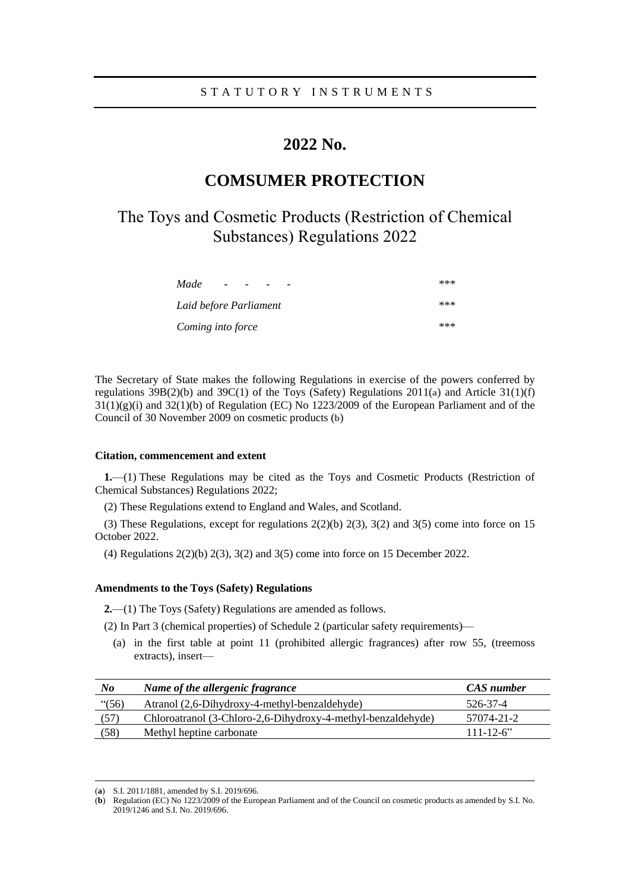STATUTORY INSTRUMENTS

# 2022 No.

# COMSUMER PROTECTION

## The Toys and Cosmetic Products (Restriction of Chemical Substances) Regulations 2022

| | |
|---|---|
| *Made* - - - - | \*\*\* |
| *Laid before Parliament* | \*\*\* |
| *Coming into force* | \*\*\* |

The Secretary of State makes the following Regulations in exercise of the powers conferred by regulations 39B(2)(b) and 39C(1) of the Toys (Safety) Regulations 2011([a]) and Article 31(1)(f) 31(1)(g)(i) and 32(1)(b) of Regulation (EC) No 1223/2009 of the European Parliament and of the Council of 30 November 2009 on cosmetic products ([b])

**Citation, commencement and extent**

**1.**—(1) These Regulations may be cited as the Toys and Cosmetic Products (Restriction of Chemical Substances) Regulations 2022;

(2) These Regulations extend to England and Wales, and Scotland.

(3) These Regulations, except for regulations 2(2)(b) 2(3), 3(2) and 3(5) come into force on 15 October 2022.

(4) Regulations 2(2)(b) 2(3), 3(2) and 3(5) come into force on 15 December 2022.

**Amendments to the Toys (Safety) Regulations**

**2.**—(1) The Toys (Safety) Regulations are amended as follows.

(2) In Part 3 (chemical properties) of Schedule 2 (particular safety requirements)—

(a) in the first table at point 11 (prohibited allergic fragrances) after row 55, (treemoss extracts), insert—

| *No* | *Name of the allergenic fragrance* | *CAS number* |
|---|---|---|
| "(56) | Atranol (2,6-Dihydroxy-4-methyl-benzaldehyde) | 526-37-4 |
| (57) | Chloroatranol (3-Chloro-2,6-Dihydroxy-4-methyl-benzaldehyde) | 57074-21-2 |
| (58) | Methyl heptine carbonate | 111-12-6" |

---

(a) S.I. 2011/1881, amended by S.I. 2019/696.

(b) Regulation (EC) No 1223/2009 of the European Parliament and of the Council on cosmetic products as amended by S.I. No. 2019/1246 and S.I. No. 2019/696.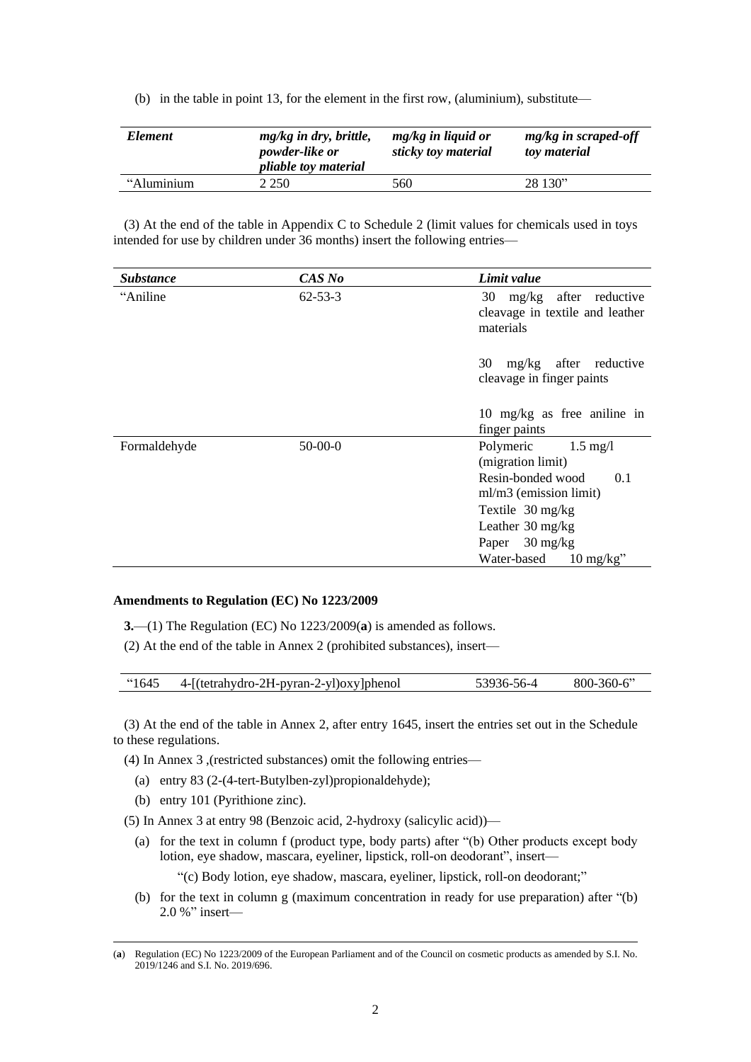(b) in the table in point 13, for the element in the first row, (aluminium), substitute—

| *Element* | *mg/kg in dry, brittle, powder-like or pliable toy material* | *mg/kg in liquid or sticky toy material* | *mg/kg in scraped-off toy material* |
|---|---|---|---|
| "Aluminium | 2 250 | 560 | 28 130" |

(3) At the end of the table in Appendix C to Schedule 2 (limit values for chemicals used in toys intended for use by children under 36 months) insert the following entries—

| *Substance* | *CAS No* | *Limit value* |
|---|---|---|
| "Aniline | 62-53-3 | 30 mg/kg after reductive cleavage in textile and leather materials<br><br>30 mg/kg after reductive cleavage in finger paints<br><br>10 mg/kg as free aniline in finger paints |
| Formaldehyde | 50-00-0 | Polymeric 1.5 mg/l (migration limit)<br>Resin-bonded wood 0.1 ml/m3 (emission limit)<br>Textile 30 mg/kg<br>Leather 30 mg/kg<br>Paper 30 mg/kg<br>Water-based 10 mg/kg" |

**Amendments to Regulation (EC) No 1223/2009**

**3.**—(1) The Regulation (EC) No 1223/2009(**a**) is amended as follows.

(2) At the end of the table in Annex 2 (prohibited substances), insert—

| "1645 | 4-[(tetrahydro-2H-pyran-2-yl)oxy]phenol | 53936-56-4 | 800-360-6" |
|---|---|---|---|

(3) At the end of the table in Annex 2, after entry 1645, insert the entries set out in the Schedule to these regulations.

(4) In Annex 3 ,(restricted substances) omit the following entries—

(a) entry 83 (2-(4-tert-Butylben-zyl)propionaldehyde);

(b) entry 101 (Pyrithione zinc).

(5) In Annex 3 at entry 98 (Benzoic acid, 2-hydroxy (salicylic acid))—

(a) for the text in column f (product type, body parts) after "(b) Other products except body lotion, eye shadow, mascara, eyeliner, lipstick, roll-on deodorant", insert—

"(c) Body lotion, eye shadow, mascara, eyeliner, lipstick, roll-on deodorant;"

(b) for the text in column g (maximum concentration in ready for use preparation) after "(b) 2.0 %" insert—

---

(**a**) Regulation (EC) No 1223/2009 of the European Parliament and of the Council on cosmetic products as amended by S.I. No. 2019/1246 and S.I. No. 2019/696.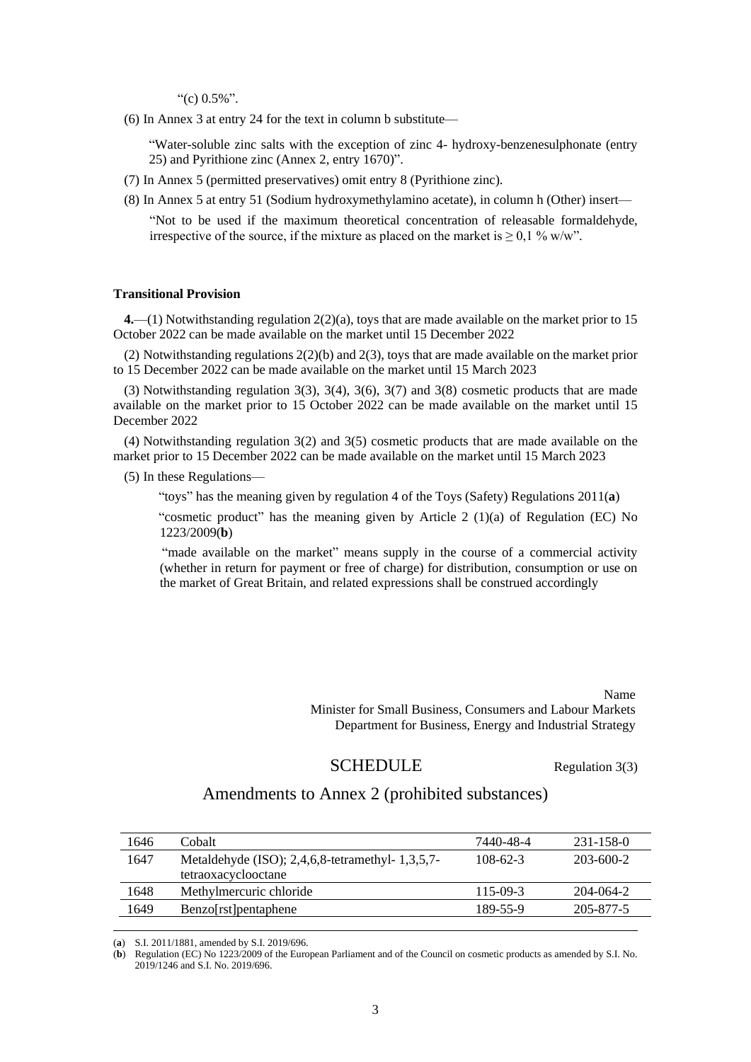"(c) 0.5%".

(6) In Annex 3 at entry 24 for the text in column b substitute—

"Water-soluble zinc salts with the exception of zinc 4- hydroxy-benzenesulphonate (entry 25) and Pyrithione zinc (Annex 2, entry 1670)".

(7) In Annex 5 (permitted preservatives) omit entry 8 (Pyrithione zinc).

(8) In Annex 5 at entry 51 (Sodium hydroxymethylamino acetate), in column h (Other) insert—

"Not to be used if the maximum theoretical concentration of releasable formaldehyde, irrespective of the source, if the mixture as placed on the market is ≥ 0,1 % w/w".

**Transitional Provision**

**4.**—(1) Notwithstanding regulation 2(2)(a), toys that are made available on the market prior to 15 October 2022 can be made available on the market until 15 December 2022

(2) Notwithstanding regulations 2(2)(b) and 2(3), toys that are made available on the market prior to 15 December 2022 can be made available on the market until 15 March 2023

(3) Notwithstanding regulation 3(3), 3(4), 3(6), 3(7) and 3(8) cosmetic products that are made available on the market prior to 15 October 2022 can be made available on the market until 15 December 2022

(4) Notwithstanding regulation 3(2) and 3(5) cosmetic products that are made available on the market prior to 15 December 2022 can be made available on the market until 15 March 2023

(5) In these Regulations—

"toys" has the meaning given by regulation 4 of the Toys (Safety) Regulations 2011(**a**)

"cosmetic product" has the meaning given by Article 2 (1)(a) of Regulation (EC) No 1223/2009(**b**)

"made available on the market" means supply in the course of a commercial activity (whether in return for payment or free of charge) for distribution, consumption or use on the market of Great Britain, and related expressions shall be construed accordingly

Name
Minister for Small Business, Consumers and Labour Markets
Department for Business, Energy and Industrial Strategy

## SCHEDULE

Regulation 3(3)

## Amendments to Annex 2 (prohibited substances)

| | | | |
|---|---|---|---|
| 1646 | Cobalt | 7440-48-4 | 231-158-0 |
| 1647 | Metaldehyde (ISO); 2,4,6,8-tetramethyl- 1,3,5,7-tetraoxacyclooctane | 108-62-3 | 203-600-2 |
| 1648 | Methylmercuric chloride | 115-09-3 | 204-064-2 |
| 1649 | Benzo[rst]pentaphene | 189-55-9 | 205-877-5 |

(**a**) S.I. 2011/1881, amended by S.I. 2019/696.
(**b**) Regulation (EC) No 1223/2009 of the European Parliament and of the Council on cosmetic products as amended by S.I. No. 2019/1246 and S.I. No. 2019/696.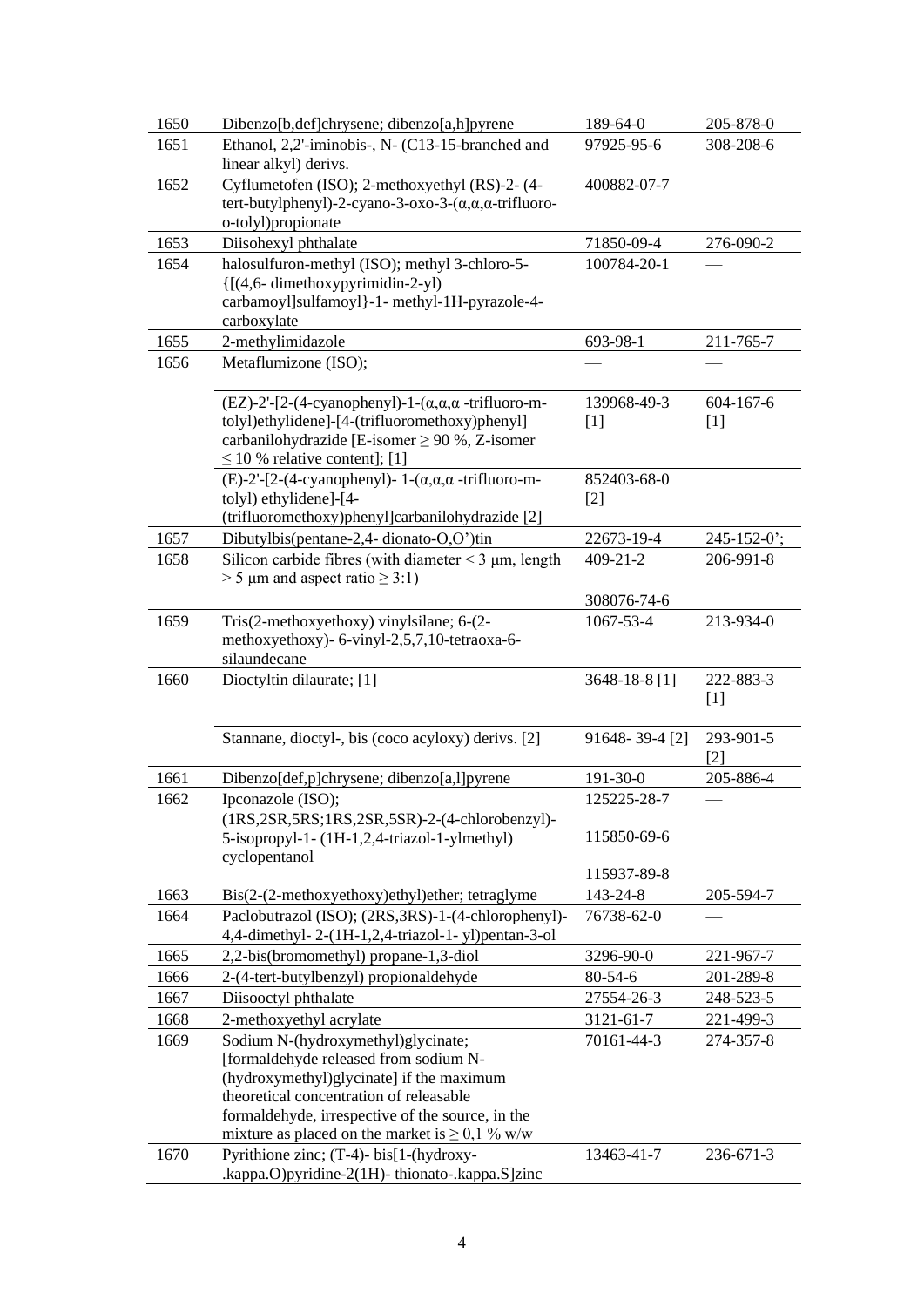| | | | |
|---|---|---|---|
| 1650 | Dibenzo[b,def]chrysene; dibenzo[a,h]pyrene | 189-64-0 | 205-878-0 |
| 1651 | Ethanol, 2,2'-iminobis-, N- (C13-15-branched and linear alkyl) derivs. | 97925-95-6 | 308-208-6 |
| 1652 | Cyflumetofen (ISO); 2-methoxyethyl (RS)-2- (4-tert-butylphenyl)-2-cyano-3-oxo-3-(α,α,α-trifluoro-o-tolyl)propionate | 400882-07-7 | — |
| 1653 | Diisohexyl phthalate | 71850-09-4 | 276-090-2 |
| 1654 | halosulfuron-methyl (ISO); methyl 3-chloro-5-{[(4,6- dimethoxypyrimidin-2-yl) carbamoyl]sulfamoyl}-1- methyl-1H-pyrazole-4-carboxylate | 100784-20-1 | — |
| 1655 | 2-methylimidazole | 693-98-1 | 211-765-7 |
| 1656 | Metaflumizone (ISO); | — | — |
| | (EZ)-2'-[2-(4-cyanophenyl)-1-(α,α,α -trifluoro-m-tolyl)ethylidene]-[4-(trifluoromethoxy)phenyl] carbanilohydrazide [E-isomer ≥ 90 %, Z-isomer ≤ 10 % relative content]; [1] | 139968-49-3 [1] | 604-167-6 [1] |
| | (E)-2'-[2-(4-cyanophenyl)- 1-(α,α,α -trifluoro-m-tolyl) ethylidene]-[4-(trifluoromethoxy)phenyl]carbanilohydrazide [2] | 852403-68-0 [2] | |
| 1657 | Dibutylbis(pentane-2,4- dionato-O,O')tin | 22673-19-4 | 245-152-0'; |
| 1658 | Silicon carbide fibres (with diameter < 3 μm, length > 5 μm and aspect ratio ≥ 3:1) | 409-21-2<br><br>308076-74-6 | 206-991-8 |
| 1659 | Tris(2-methoxyethoxy) vinylsilane; 6-(2-methoxyethoxy)- 6-vinyl-2,5,7,10-tetraoxa-6-silaundecane | 1067-53-4 | 213-934-0 |
| 1660 | Dioctyltin dilaurate; [1] | 3648-18-8 [1] | 222-883-3 [1] |
| | Stannane, dioctyl-, bis (coco acyloxy) derivs. [2] | 91648- 39-4 [2] | 293-901-5 [2] |
| 1661 | Dibenzo[def,p]chrysene; dibenzo[a,l]pyrene | 191-30-0 | 205-886-4 |
| 1662 | Ipconazole (ISO); (1RS,2SR,5RS;1RS,2SR,5SR)-2-(4-chlorobenzyl)-5-isopropyl-1- (1H-1,2,4-triazol-1-ylmethyl) cyclopentanol | 125225-28-7<br><br>115850-69-6<br><br>115937-89-8 | — |
| 1663 | Bis(2-(2-methoxyethoxy)ethyl)ether; tetraglyme | 143-24-8 | 205-594-7 |
| 1664 | Paclobutrazol (ISO); (2RS,3RS)-1-(4-chlorophenyl)-4,4-dimethyl- 2-(1H-1,2,4-triazol-1- yl)pentan-3-ol | 76738-62-0 | — |
| 1665 | 2,2-bis(bromomethyl) propane-1,3-diol | 3296-90-0 | 221-967-7 |
| 1666 | 2-(4-tert-butylbenzyl) propionaldehyde | 80-54-6 | 201-289-8 |
| 1667 | Diisooctyl phthalate | 27554-26-3 | 248-523-5 |
| 1668 | 2-methoxyethyl acrylate | 3121-61-7 | 221-499-3 |
| 1669 | Sodium N-(hydroxymethyl)glycinate; [formaldehyde released from sodium N-(hydroxymethyl)glycinate] if the maximum theoretical concentration of releasable formaldehyde, irrespective of the source, in the mixture as placed on the market is ≥ 0,1 % w/w | 70161-44-3 | 274-357-8 |
| 1670 | Pyrithione zinc; (T-4)- bis[1-(hydroxy-.kappa.O)pyridine-2(1H)- thionato-.kappa.S]zinc | 13463-41-7 | 236-671-3 |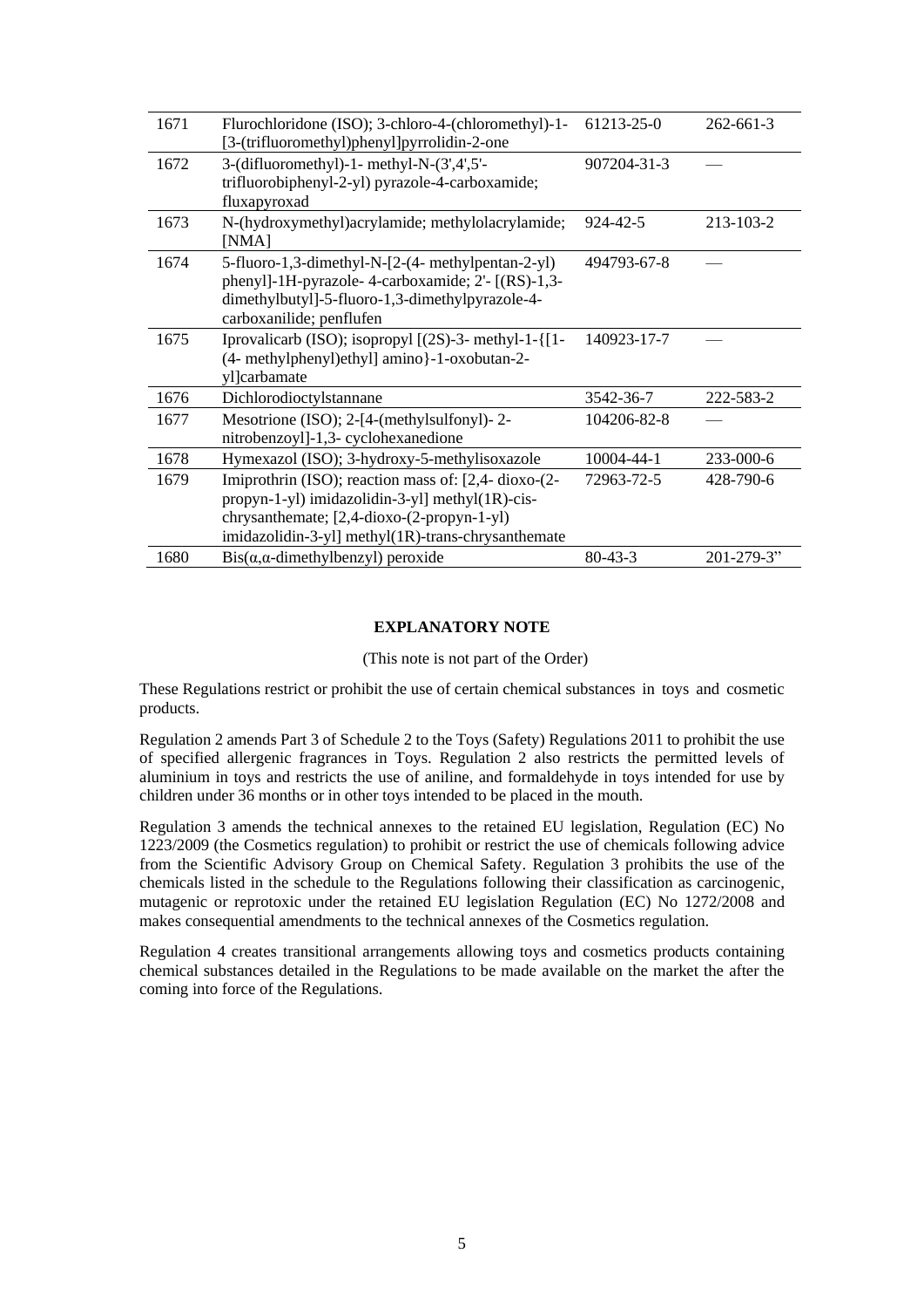| | | | |
|---|---|---|---|
| 1671 | Flurochloridone (ISO); 3-chloro-4-(chloromethyl)-1-[3-(trifluoromethyl)phenyl]pyrrolidin-2-one | 61213-25-0 | 262-661-3 |
| 1672 | 3-(difluoromethyl)-1- methyl-N-(3',4',5'-trifluorobiphenyl-2-yl) pyrazole-4-carboxamide; fluxapyroxad | 907204-31-3 | — |
| 1673 | N-(hydroxymethyl)acrylamide; methylolacrylamide; [NMA] | 924-42-5 | 213-103-2 |
| 1674 | 5-fluoro-1,3-dimethyl-N-[2-(4- methylpentan-2-yl) phenyl]-1H-pyrazole- 4-carboxamide; 2'- [(RS)-1,3-dimethylbutyl]-5-fluoro-1,3-dimethylpyrazole-4-carboxanilide; penflufen | 494793-67-8 | — |
| 1675 | Iprovalicarb (ISO); isopropyl [(2S)-3- methyl-1-{[1-(4- methylphenyl)ethyl] amino}-1-oxobutan-2-yl]carbamate | 140923-17-7 | — |
| 1676 | Dichlorodioctylstannane | 3542-36-7 | 222-583-2 |
| 1677 | Mesotrione (ISO); 2-[4-(methylsulfonyl)- 2-nitrobenzoyl]-1,3- cyclohexanedione | 104206-82-8 | — |
| 1678 | Hymexazol (ISO); 3-hydroxy-5-methylisoxazole | 10004-44-1 | 233-000-6 |
| 1679 | Imiprothrin (ISO); reaction mass of: [2,4- dioxo-(2-propyn-1-yl) imidazolidin-3-yl] methyl(1R)-cis-chrysanthemate; [2,4-dioxo-(2-propyn-1-yl) imidazolidin-3-yl] methyl(1R)-trans-chrysanthemate | 72963-72-5 | 428-790-6 |
| 1680 | Bis(α,α-dimethylbenzyl) peroxide | 80-43-3 | 201-279-3" |

**EXPLANATORY NOTE**

(This note is not part of the Order)

These Regulations restrict or prohibit the use of certain chemical substances in toys and cosmetic products.

Regulation 2 amends Part 3 of Schedule 2 to the Toys (Safety) Regulations 2011 to prohibit the use of specified allergenic fragrances in Toys. Regulation 2 also restricts the permitted levels of aluminium in toys and restricts the use of aniline, and formaldehyde in toys intended for use by children under 36 months or in other toys intended to be placed in the mouth.

Regulation 3 amends the technical annexes to the retained EU legislation, Regulation (EC) No 1223/2009 (the Cosmetics regulation) to prohibit or restrict the use of chemicals following advice from the Scientific Advisory Group on Chemical Safety. Regulation 3 prohibits the use of the chemicals listed in the schedule to the Regulations following their classification as carcinogenic, mutagenic or reprotoxic under the retained EU legislation Regulation (EC) No 1272/2008 and makes consequential amendments to the technical annexes of the Cosmetics regulation.

Regulation 4 creates transitional arrangements allowing toys and cosmetics products containing chemical substances detailed in the Regulations to be made available on the market the after the coming into force of the Regulations.